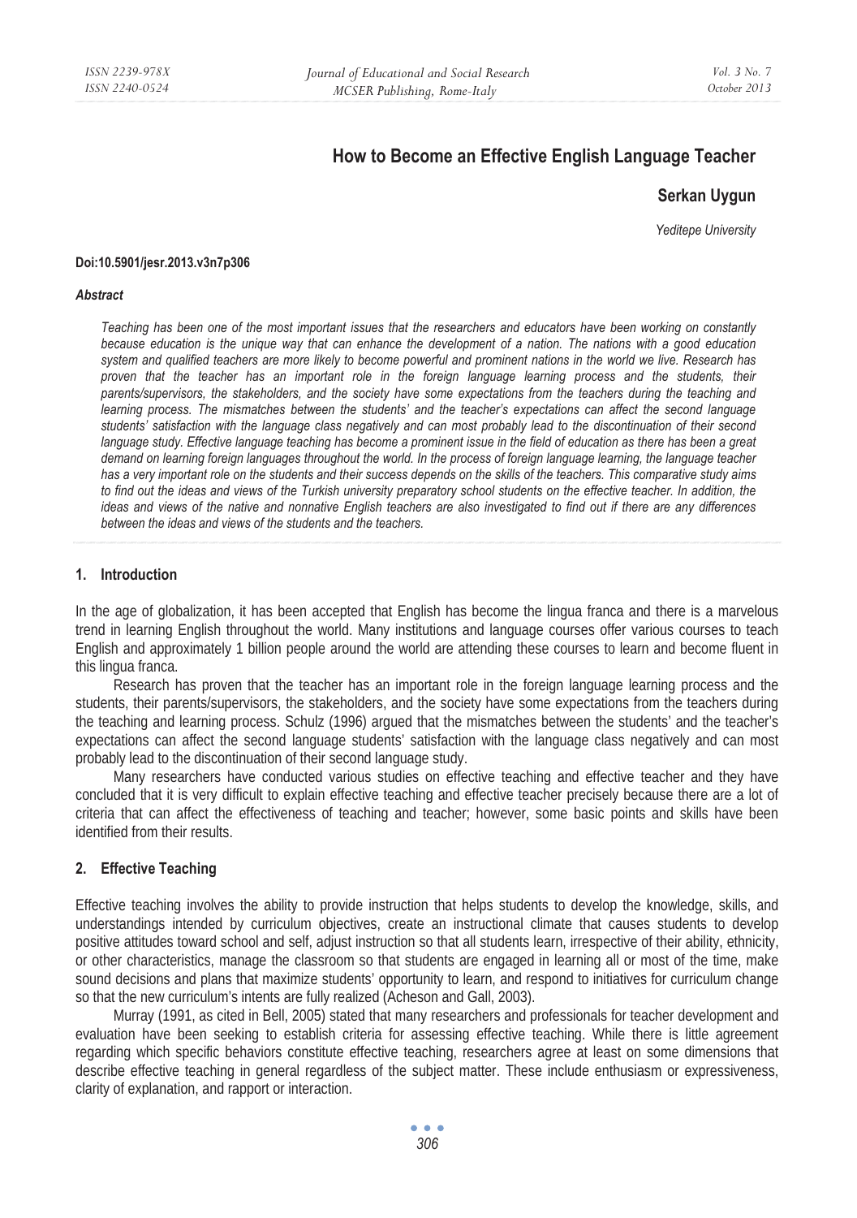# How to Become an Effective English Language Teacher

**Serkan Uygun**

*Yeditepe University*

**Doi:10.5901/jesr.2013.v3n7p306**

***Abstract***

*Teaching has been one of the most important issues that the researchers and educators have been working on constantly because education is the unique way that can enhance the development of a nation. The nations with a good education system and qualified teachers are more likely to become powerful and prominent nations in the world we live. Research has proven that the teacher has an important role in the foreign language learning process and the students, their parents/supervisors, the stakeholders, and the society have some expectations from the teachers during the teaching and learning process. The mismatches between the students' and the teacher's expectations can affect the second language students' satisfaction with the language class negatively and can most probably lead to the discontinuation of their second language study. Effective language teaching has become a prominent issue in the field of education as there has been a great demand on learning foreign languages throughout the world. In the process of foreign language learning, the language teacher has a very important role on the students and their success depends on the skills of the teachers. This comparative study aims to find out the ideas and views of the Turkish university preparatory school students on the effective teacher. In addition, the ideas and views of the native and nonnative English teachers are also investigated to find out if there are any differences between the ideas and views of the students and the teachers.*

## 1. Introduction

In the age of globalization, it has been accepted that English has become the lingua franca and there is a marvelous trend in learning English throughout the world. Many institutions and language courses offer various courses to teach English and approximately 1 billion people around the world are attending these courses to learn and become fluent in this lingua franca.

Research has proven that the teacher has an important role in the foreign language learning process and the students, their parents/supervisors, the stakeholders, and the society have some expectations from the teachers during the teaching and learning process. Schulz (1996) argued that the mismatches between the students' and the teacher's expectations can affect the second language students' satisfaction with the language class negatively and can most probably lead to the discontinuation of their second language study.

Many researchers have conducted various studies on effective teaching and effective teacher and they have concluded that it is very difficult to explain effective teaching and effective teacher precisely because there are a lot of criteria that can affect the effectiveness of teaching and teacher; however, some basic points and skills have been identified from their results.

## 2. Effective Teaching

Effective teaching involves the ability to provide instruction that helps students to develop the knowledge, skills, and understandings intended by curriculum objectives, create an instructional climate that causes students to develop positive attitudes toward school and self, adjust instruction so that all students learn, irrespective of their ability, ethnicity, or other characteristics, manage the classroom so that students are engaged in learning all or most of the time, make sound decisions and plans that maximize students' opportunity to learn, and respond to initiatives for curriculum change so that the new curriculum's intents are fully realized (Acheson and Gall, 2003).

Murray (1991, as cited in Bell, 2005) stated that many researchers and professionals for teacher development and evaluation have been seeking to establish criteria for assessing effective teaching. While there is little agreement regarding which specific behaviors constitute effective teaching, researchers agree at least on some dimensions that describe effective teaching in general regardless of the subject matter. These include enthusiasm or expressiveness, clarity of explanation, and rapport or interaction.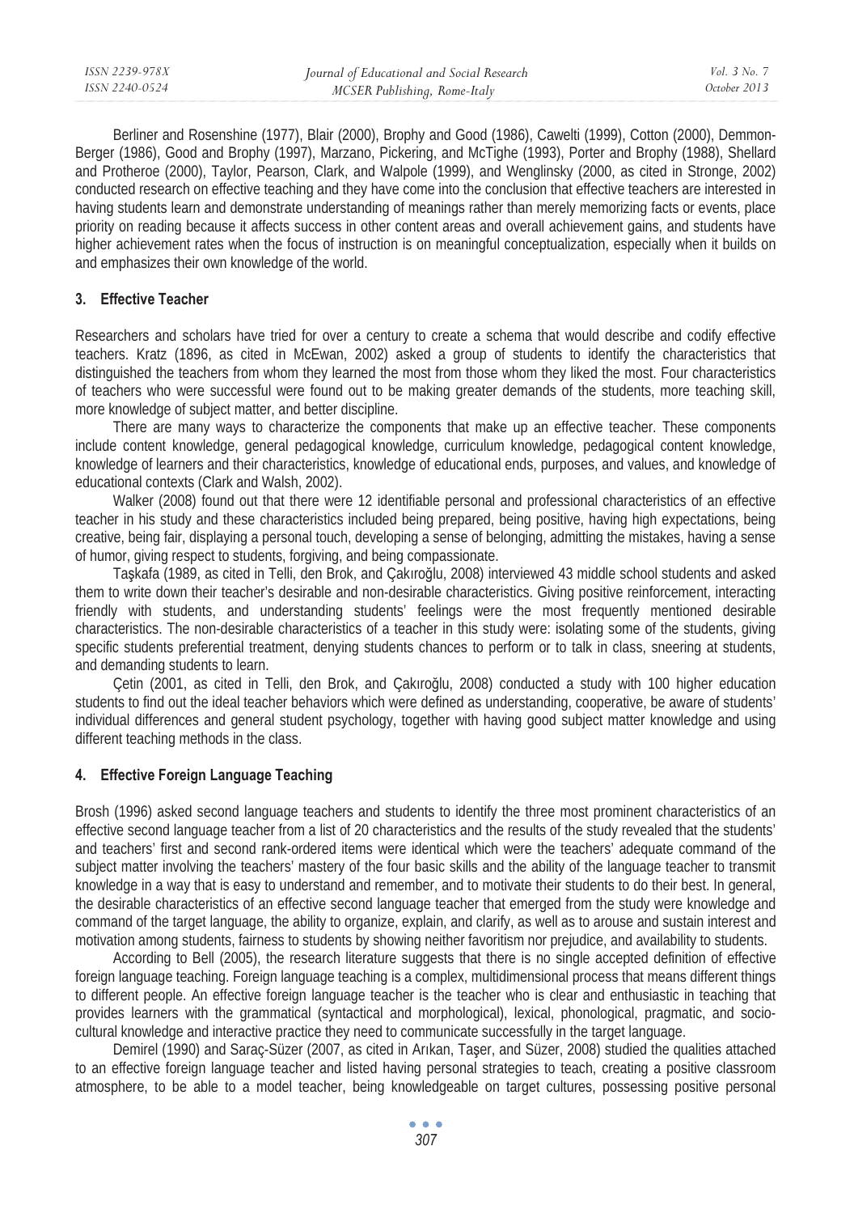Berliner and Rosenshine (1977), Blair (2000), Brophy and Good (1986), Cawelti (1999), Cotton (2000), Demmon-Berger (1986), Good and Brophy (1997), Marzano, Pickering, and McTighe (1993), Porter and Brophy (1988), Shellard and Protheroe (2000), Taylor, Pearson, Clark, and Walpole (1999), and Wenglinsky (2000, as cited in Stronge, 2002) conducted research on effective teaching and they have come into the conclusion that effective teachers are interested in having students learn and demonstrate understanding of meanings rather than merely memorizing facts or events, place priority on reading because it affects success in other content areas and overall achievement gains, and students have higher achievement rates when the focus of instruction is on meaningful conceptualization, especially when it builds on and emphasizes their own knowledge of the world.

## 3. Effective Teacher

Researchers and scholars have tried for over a century to create a schema that would describe and codify effective teachers. Kratz (1896, as cited in McEwan, 2002) asked a group of students to identify the characteristics that distinguished the teachers from whom they learned the most from those whom they liked the most. Four characteristics of teachers who were successful were found out to be making greater demands of the students, more teaching skill, more knowledge of subject matter, and better discipline.

There are many ways to characterize the components that make up an effective teacher. These components include content knowledge, general pedagogical knowledge, curriculum knowledge, pedagogical content knowledge, knowledge of learners and their characteristics, knowledge of educational ends, purposes, and values, and knowledge of educational contexts (Clark and Walsh, 2002).

Walker (2008) found out that there were 12 identifiable personal and professional characteristics of an effective teacher in his study and these characteristics included being prepared, being positive, having high expectations, being creative, being fair, displaying a personal touch, developing a sense of belonging, admitting the mistakes, having a sense of humor, giving respect to students, forgiving, and being compassionate.

Taşkafa (1989, as cited in Telli, den Brok, and Çakıroğlu, 2008) interviewed 43 middle school students and asked them to write down their teacher's desirable and non-desirable characteristics. Giving positive reinforcement, interacting friendly with students, and understanding students' feelings were the most frequently mentioned desirable characteristics. The non-desirable characteristics of a teacher in this study were: isolating some of the students, giving specific students preferential treatment, denying students chances to perform or to talk in class, sneering at students, and demanding students to learn.

Çetin (2001, as cited in Telli, den Brok, and Çakıroğlu, 2008) conducted a study with 100 higher education students to find out the ideal teacher behaviors which were defined as understanding, cooperative, be aware of students' individual differences and general student psychology, together with having good subject matter knowledge and using different teaching methods in the class.

## 4. Effective Foreign Language Teaching

Brosh (1996) asked second language teachers and students to identify the three most prominent characteristics of an effective second language teacher from a list of 20 characteristics and the results of the study revealed that the students' and teachers' first and second rank-ordered items were identical which were the teachers' adequate command of the subject matter involving the teachers' mastery of the four basic skills and the ability of the language teacher to transmit knowledge in a way that is easy to understand and remember, and to motivate their students to do their best. In general, the desirable characteristics of an effective second language teacher that emerged from the study were knowledge and command of the target language, the ability to organize, explain, and clarify, as well as to arouse and sustain interest and motivation among students, fairness to students by showing neither favoritism nor prejudice, and availability to students.

According to Bell (2005), the research literature suggests that there is no single accepted definition of effective foreign language teaching. Foreign language teaching is a complex, multidimensional process that means different things to different people. An effective foreign language teacher is the teacher who is clear and enthusiastic in teaching that provides learners with the grammatical (syntactical and morphological), lexical, phonological, pragmatic, and socio-cultural knowledge and interactive practice they need to communicate successfully in the target language.

Demirel (1990) and Saraç-Süzer (2007, as cited in Arıkan, Taşer, and Süzer, 2008) studied the qualities attached to an effective foreign language teacher and listed having personal strategies to teach, creating a positive classroom atmosphere, to be able to a model teacher, being knowledgeable on target cultures, possessing positive personal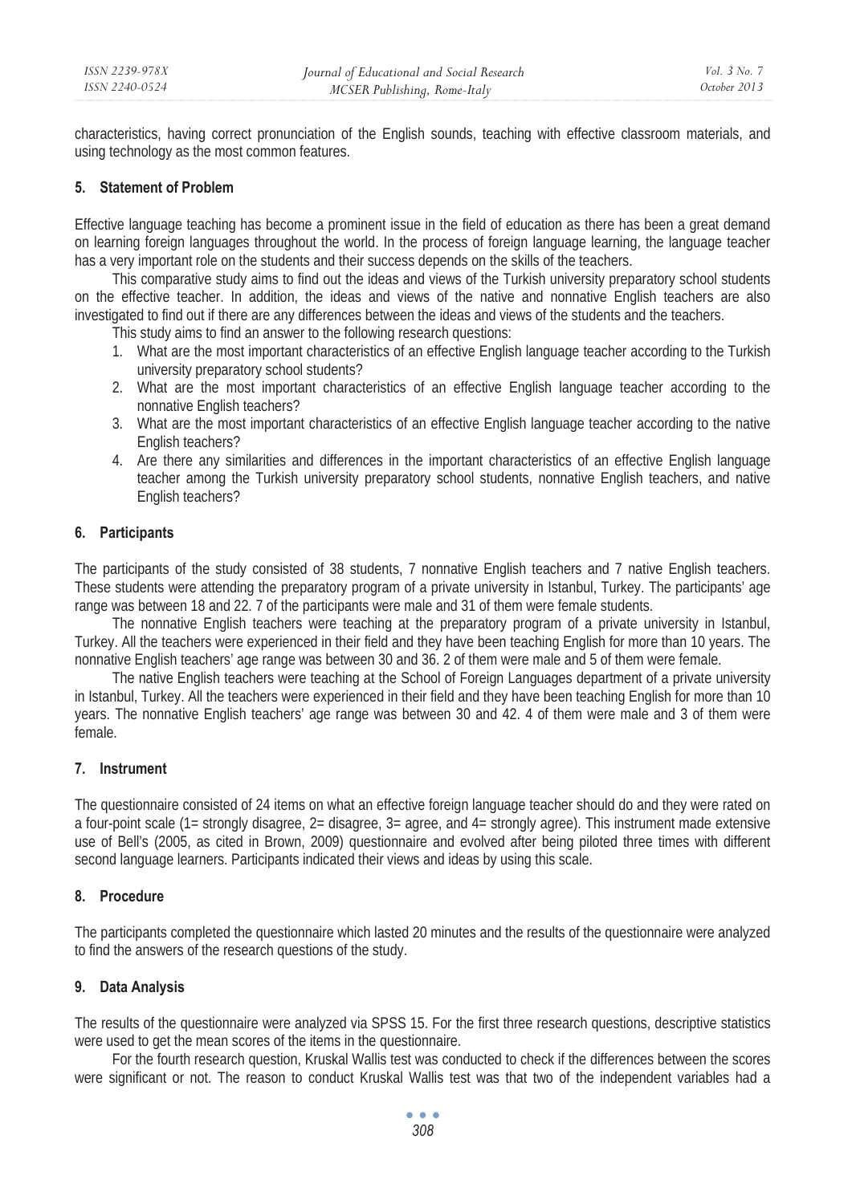characteristics, having correct pronunciation of the English sounds, teaching with effective classroom materials, and using technology as the most common features.

## 5. Statement of Problem

Effective language teaching has become a prominent issue in the field of education as there has been a great demand on learning foreign languages throughout the world. In the process of foreign language learning, the language teacher has a very important role on the students and their success depends on the skills of the teachers.

This comparative study aims to find out the ideas and views of the Turkish university preparatory school students on the effective teacher. In addition, the ideas and views of the native and nonnative English teachers are also investigated to find out if there are any differences between the ideas and views of the students and the teachers.

This study aims to find an answer to the following research questions:

1. What are the most important characteristics of an effective English language teacher according to the Turkish university preparatory school students?
2. What are the most important characteristics of an effective English language teacher according to the nonnative English teachers?
3. What are the most important characteristics of an effective English language teacher according to the native English teachers?
4. Are there any similarities and differences in the important characteristics of an effective English language teacher among the Turkish university preparatory school students, nonnative English teachers, and native English teachers?

## 6. Participants

The participants of the study consisted of 38 students, 7 nonnative English teachers and 7 native English teachers. These students were attending the preparatory program of a private university in Istanbul, Turkey. The participants' age range was between 18 and 22. 7 of the participants were male and 31 of them were female students.

The nonnative English teachers were teaching at the preparatory program of a private university in Istanbul, Turkey. All the teachers were experienced in their field and they have been teaching English for more than 10 years. The nonnative English teachers' age range was between 30 and 36. 2 of them were male and 5 of them were female.

The native English teachers were teaching at the School of Foreign Languages department of a private university in Istanbul, Turkey. All the teachers were experienced in their field and they have been teaching English for more than 10 years. The nonnative English teachers' age range was between 30 and 42. 4 of them were male and 3 of them were female.

## 7. Instrument

The questionnaire consisted of 24 items on what an effective foreign language teacher should do and they were rated on a four-point scale (1= strongly disagree, 2= disagree, 3= agree, and 4= strongly agree). This instrument made extensive use of Bell's (2005, as cited in Brown, 2009) questionnaire and evolved after being piloted three times with different second language learners. Participants indicated their views and ideas by using this scale.

## 8. Procedure

The participants completed the questionnaire which lasted 20 minutes and the results of the questionnaire were analyzed to find the answers of the research questions of the study.

## 9. Data Analysis

The results of the questionnaire were analyzed via SPSS 15. For the first three research questions, descriptive statistics were used to get the mean scores of the items in the questionnaire.

For the fourth research question, Kruskal Wallis test was conducted to check if the differences between the scores were significant or not. The reason to conduct Kruskal Wallis test was that two of the independent variables had a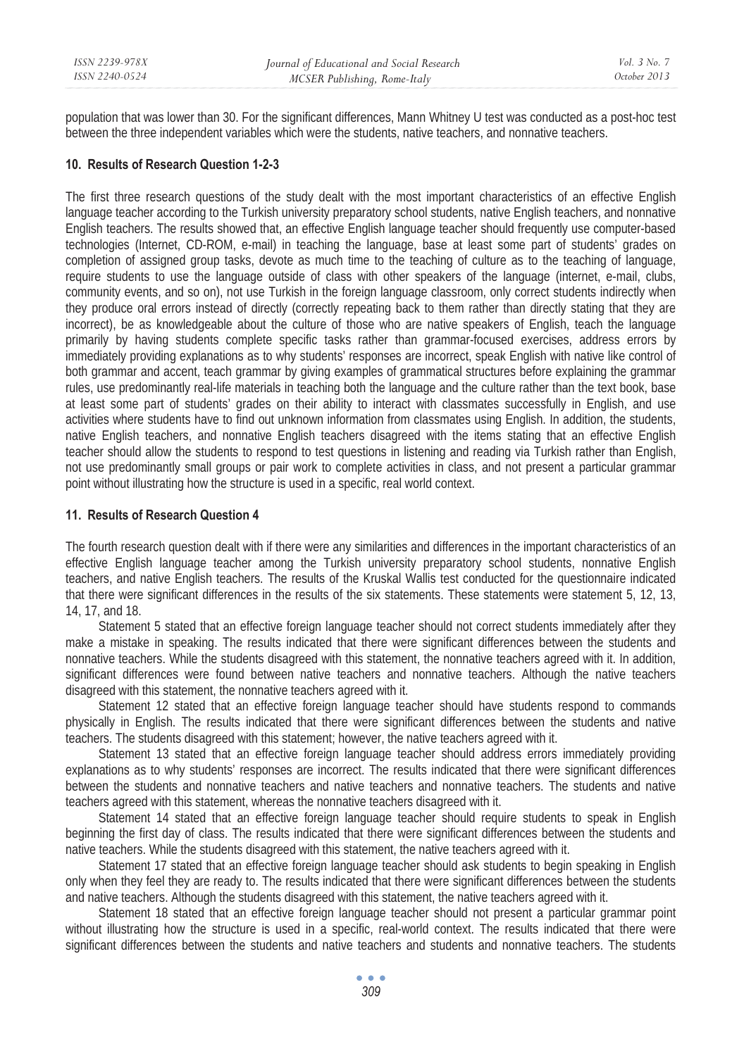population that was lower than 30. For the significant differences, Mann Whitney U test was conducted as a post-hoc test between the three independent variables which were the students, native teachers, and nonnative teachers.

## 10. Results of Research Question 1-2-3

The first three research questions of the study dealt with the most important characteristics of an effective English language teacher according to the Turkish university preparatory school students, native English teachers, and nonnative English teachers. The results showed that, an effective English language teacher should frequently use computer-based technologies (Internet, CD-ROM, e-mail) in teaching the language, base at least some part of students' grades on completion of assigned group tasks, devote as much time to the teaching of culture as to the teaching of language, require students to use the language outside of class with other speakers of the language (internet, e-mail, clubs, community events, and so on), not use Turkish in the foreign language classroom, only correct students indirectly when they produce oral errors instead of directly (correctly repeating back to them rather than directly stating that they are incorrect), be as knowledgeable about the culture of those who are native speakers of English, teach the language primarily by having students complete specific tasks rather than grammar-focused exercises, address errors by immediately providing explanations as to why students' responses are incorrect, speak English with native like control of both grammar and accent, teach grammar by giving examples of grammatical structures before explaining the grammar rules, use predominantly real-life materials in teaching both the language and the culture rather than the text book, base at least some part of students' grades on their ability to interact with classmates successfully in English, and use activities where students have to find out unknown information from classmates using English. In addition, the students, native English teachers, and nonnative English teachers disagreed with the items stating that an effective English teacher should allow the students to respond to test questions in listening and reading via Turkish rather than English, not use predominantly small groups or pair work to complete activities in class, and not present a particular grammar point without illustrating how the structure is used in a specific, real world context.

## 11. Results of Research Question 4

The fourth research question dealt with if there were any similarities and differences in the important characteristics of an effective English language teacher among the Turkish university preparatory school students, nonnative English teachers, and native English teachers. The results of the Kruskal Wallis test conducted for the questionnaire indicated that there were significant differences in the results of the six statements. These statements were statement 5, 12, 13, 14, 17, and 18.

Statement 5 stated that an effective foreign language teacher should not correct students immediately after they make a mistake in speaking. The results indicated that there were significant differences between the students and nonnative teachers. While the students disagreed with this statement, the nonnative teachers agreed with it. In addition, significant differences were found between native teachers and nonnative teachers. Although the native teachers disagreed with this statement, the nonnative teachers agreed with it.

Statement 12 stated that an effective foreign language teacher should have students respond to commands physically in English. The results indicated that there were significant differences between the students and native teachers. The students disagreed with this statement; however, the native teachers agreed with it.

Statement 13 stated that an effective foreign language teacher should address errors immediately providing explanations as to why students' responses are incorrect. The results indicated that there were significant differences between the students and nonnative teachers and native teachers and nonnative teachers. The students and native teachers agreed with this statement, whereas the nonnative teachers disagreed with it.

Statement 14 stated that an effective foreign language teacher should require students to speak in English beginning the first day of class. The results indicated that there were significant differences between the students and native teachers. While the students disagreed with this statement, the native teachers agreed with it.

Statement 17 stated that an effective foreign language teacher should ask students to begin speaking in English only when they feel they are ready to. The results indicated that there were significant differences between the students and native teachers. Although the students disagreed with this statement, the native teachers agreed with it.

Statement 18 stated that an effective foreign language teacher should not present a particular grammar point without illustrating how the structure is used in a specific, real-world context. The results indicated that there were significant differences between the students and native teachers and students and nonnative teachers. The students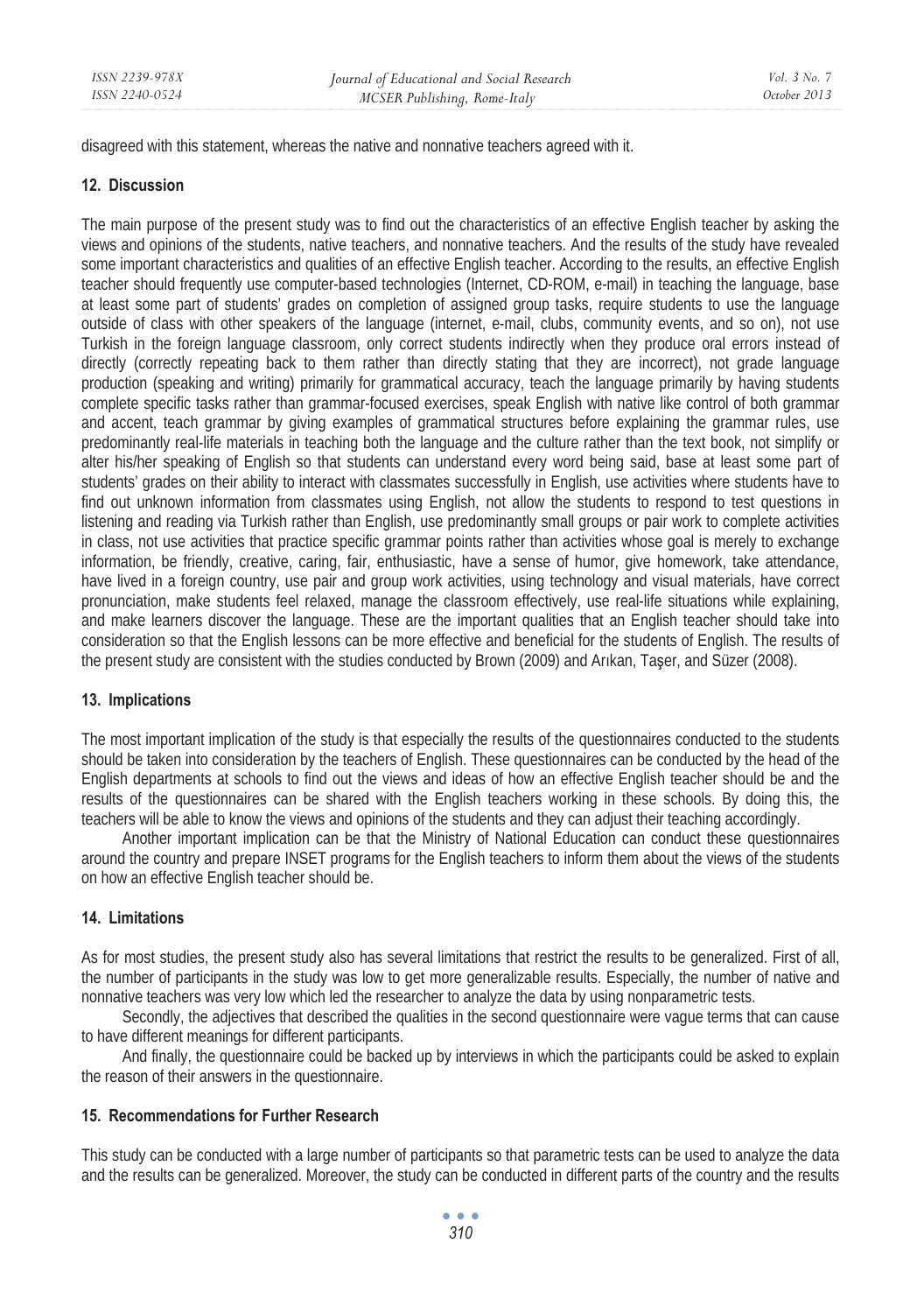disagreed with this statement, whereas the native and nonnative teachers agreed with it.

## 12. Discussion

The main purpose of the present study was to find out the characteristics of an effective English teacher by asking the views and opinions of the students, native teachers, and nonnative teachers. And the results of the study have revealed some important characteristics and qualities of an effective English teacher. According to the results, an effective English teacher should frequently use computer-based technologies (Internet, CD-ROM, e-mail) in teaching the language, base at least some part of students' grades on completion of assigned group tasks, require students to use the language outside of class with other speakers of the language (internet, e-mail, clubs, community events, and so on), not use Turkish in the foreign language classroom, only correct students indirectly when they produce oral errors instead of directly (correctly repeating back to them rather than directly stating that they are incorrect), not grade language production (speaking and writing) primarily for grammatical accuracy, teach the language primarily by having students complete specific tasks rather than grammar-focused exercises, speak English with native like control of both grammar and accent, teach grammar by giving examples of grammatical structures before explaining the grammar rules, use predominantly real-life materials in teaching both the language and the culture rather than the text book, not simplify or alter his/her speaking of English so that students can understand every word being said, base at least some part of students' grades on their ability to interact with classmates successfully in English, use activities where students have to find out unknown information from classmates using English, not allow the students to respond to test questions in listening and reading via Turkish rather than English, use predominantly small groups or pair work to complete activities in class, not use activities that practice specific grammar points rather than activities whose goal is merely to exchange information, be friendly, creative, caring, fair, enthusiastic, have a sense of humor, give homework, take attendance, have lived in a foreign country, use pair and group work activities, using technology and visual materials, have correct pronunciation, make students feel relaxed, manage the classroom effectively, use real-life situations while explaining, and make learners discover the language. These are the important qualities that an English teacher should take into consideration so that the English lessons can be more effective and beneficial for the students of English. The results of the present study are consistent with the studies conducted by Brown (2009) and Arıkan, Taşer, and Süzer (2008).

## 13. Implications

The most important implication of the study is that especially the results of the questionnaires conducted to the students should be taken into consideration by the teachers of English. These questionnaires can be conducted by the head of the English departments at schools to find out the views and ideas of how an effective English teacher should be and the results of the questionnaires can be shared with the English teachers working in these schools. By doing this, the teachers will be able to know the views and opinions of the students and they can adjust their teaching accordingly.

Another important implication can be that the Ministry of National Education can conduct these questionnaires around the country and prepare INSET programs for the English teachers to inform them about the views of the students on how an effective English teacher should be.

## 14. Limitations

As for most studies, the present study also has several limitations that restrict the results to be generalized. First of all, the number of participants in the study was low to get more generalizable results. Especially, the number of native and nonnative teachers was very low which led the researcher to analyze the data by using nonparametric tests.

Secondly, the adjectives that described the qualities in the second questionnaire were vague terms that can cause to have different meanings for different participants.

And finally, the questionnaire could be backed up by interviews in which the participants could be asked to explain the reason of their answers in the questionnaire.

## 15. Recommendations for Further Research

This study can be conducted with a large number of participants so that parametric tests can be used to analyze the data and the results can be generalized. Moreover, the study can be conducted in different parts of the country and the results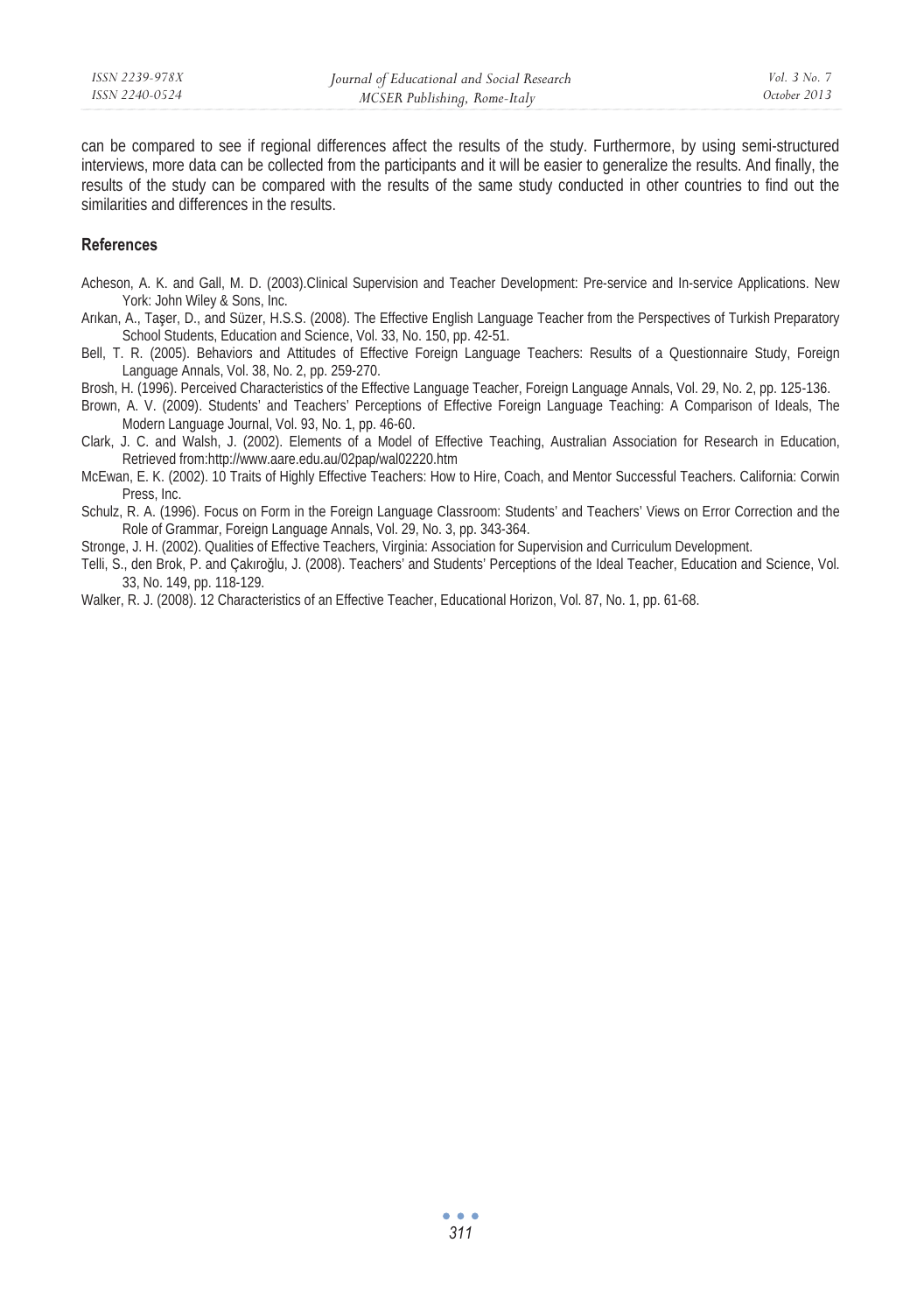can be compared to see if regional differences affect the results of the study. Furthermore, by using semi-structured interviews, more data can be collected from the participants and it will be easier to generalize the results. And finally, the results of the study can be compared with the results of the same study conducted in other countries to find out the similarities and differences in the results.

## References

Acheson, A. K. and Gall, M. D. (2003).Clinical Supervision and Teacher Development: Pre-service and In-service Applications. New York: John Wiley & Sons, Inc.

Arıkan, A., Taşer, D., and Süzer, H.S.S. (2008). The Effective English Language Teacher from the Perspectives of Turkish Preparatory School Students, Education and Science, Vol. 33, No. 150, pp. 42-51.

Bell, T. R. (2005). Behaviors and Attitudes of Effective Foreign Language Teachers: Results of a Questionnaire Study, Foreign Language Annals, Vol. 38, No. 2, pp. 259-270.

Brosh, H. (1996). Perceived Characteristics of the Effective Language Teacher, Foreign Language Annals, Vol. 29, No. 2, pp. 125-136.

Brown, A. V. (2009). Students' and Teachers' Perceptions of Effective Foreign Language Teaching: A Comparison of Ideals, The Modern Language Journal, Vol. 93, No. 1, pp. 46-60.

Clark, J. C. and Walsh, J. (2002). Elements of a Model of Effective Teaching, Australian Association for Research in Education, Retrieved from:http://www.aare.edu.au/02pap/wal02220.htm

McEwan, E. K. (2002). 10 Traits of Highly Effective Teachers: How to Hire, Coach, and Mentor Successful Teachers. California: Corwin Press, Inc.

Schulz, R. A. (1996). Focus on Form in the Foreign Language Classroom: Students' and Teachers' Views on Error Correction and the Role of Grammar, Foreign Language Annals, Vol. 29, No. 3, pp. 343-364.

Stronge, J. H. (2002). Qualities of Effective Teachers, Virginia: Association for Supervision and Curriculum Development.

Telli, S., den Brok, P. and Çakıroğlu, J. (2008). Teachers' and Students' Perceptions of the Ideal Teacher, Education and Science, Vol. 33, No. 149, pp. 118-129.

Walker, R. J. (2008). 12 Characteristics of an Effective Teacher, Educational Horizon, Vol. 87, No. 1, pp. 61-68.